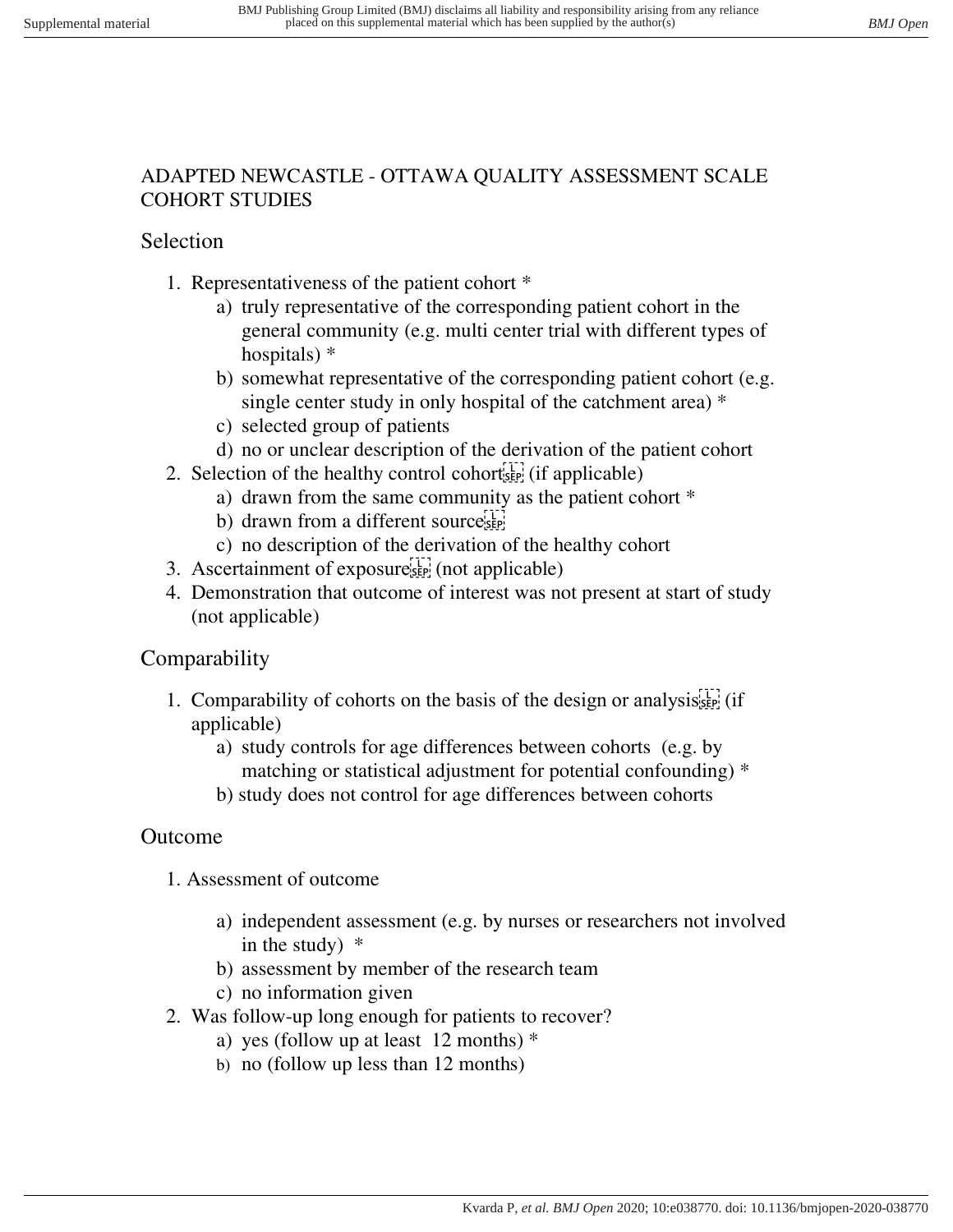# ADAPTED NEWCASTLE - OTTAWA QUALITY ASSESSMENT SCALE COHORT STUDIES

## Selection

1. Representativeness of the patient cohort *
   a) truly representative of the corresponding patient cohort in the general community (e.g. multi center trial with different types of hospitals) *
   b) somewhat representative of the corresponding patient cohort (e.g. single center study in only hospital of the catchment area) *
   c) selected group of patients
   d) no or unclear description of the derivation of the patient cohort
2. Selection of the healthy control cohort (if applicable)
   a) drawn from the same community as the patient cohort *
   b) drawn from a different source
   c) no description of the derivation of the healthy cohort
3. Ascertainment of exposure (not applicable)
4. Demonstration that outcome of interest was not present at start of study (not applicable)

## Comparability

1. Comparability of cohorts on the basis of the design or analysis (if applicable)
   a) study controls for age differences between cohorts (e.g. by matching or statistical adjustment for potential confounding) *
   b) study does not control for age differences between cohorts

## Outcome

1. Assessment of outcome
   a) independent assessment (e.g. by nurses or researchers not involved in the study) *
   b) assessment by member of the research team
   c) no information given
2. Was follow-up long enough for patients to recover?
   a) yes (follow up at least 12 months) *
   b) no (follow up less than 12 months)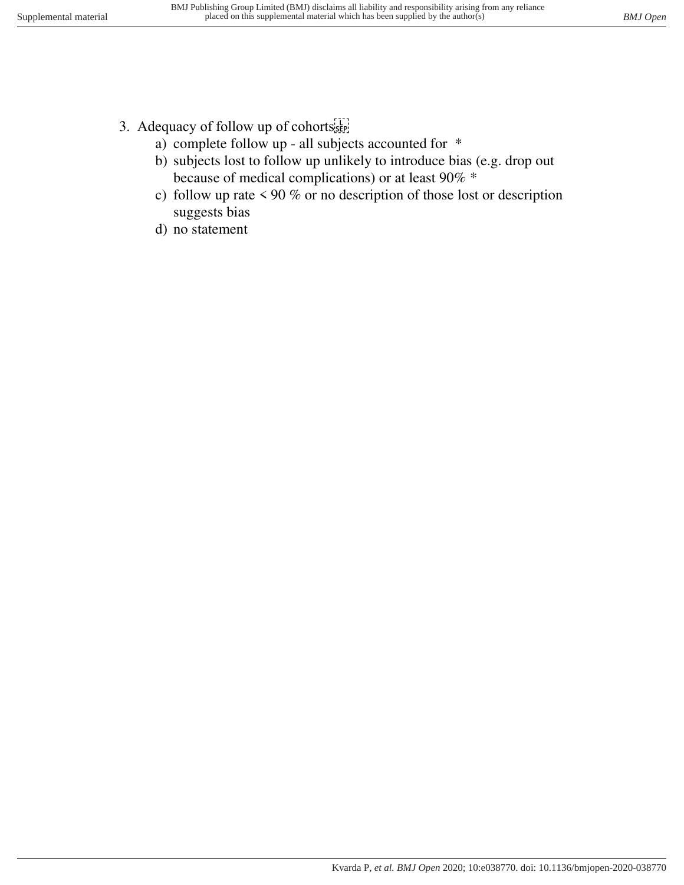3. Adequacy of follow up of cohorts
    a) complete follow up - all subjects accounted for *
    b) subjects lost to follow up unlikely to introduce bias (e.g. drop out because of medical complications) or at least 90% *
    c) follow up rate < 90 % or no description of those lost or description suggests bias
    d) no statement